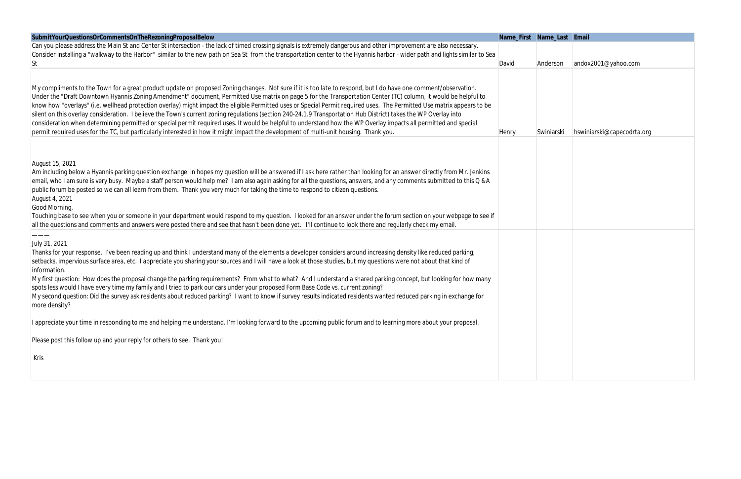| SubmitYourQuestionsOrCommentsOnTheRezoningProposalBelow | Name_First | Name_Last | Email |
| --- | --- | --- | --- |
| Can you please address the Main St and Center St intersection - the lack of timed crossing signals is extremely dangerous and other improvement are also necessary. Consider installing a "walkway to the Harbor" similar to the new path on Sea St from the transportation center to the Hyannis harbor - wider path and lights similar to Sea St | David | Anderson | andox2001@yahoo.com |
| My compliments to the Town for a great product update on proposed Zoning changes. Not sure if it is too late to respond, but I do have one comment/observation. Under the "Draft Downtown Hyannis Zoning Amendment" document, Permitted Use matrix on page 5 for the Transportation Center (TC) column, it would be helpful to know how "overlays" (i.e. wellhead protection overlay) might impact the eligible Permitted uses or Special Permit required uses. The Permitted Use matrix appears to be silent on this overlay consideration. I believe the Town's current zoning regulations (section 240-24.1.9 Transportation Hub District) takes the WP Overlay into consideration when determining permitted or special permit required uses. It would be helpful to understand how the WP Overlay impacts all permitted and special permit required uses for the TC, but particularly interested in how it might impact the development of multi-unit housing. Thank you. | Henry | Swiniarski | hswiniarski@capecodrta.org |
| August 15, 2021<br>Am including below a Hyannis parking question exchange in hopes my question will be answered if I ask here rather than looking for an answer directly from Mr. Jenkins email, who I am sure is very busy. Maybe a staff person would help me? I am also again asking for all the questions, answers, and any comments submitted to this Q &A public forum be posted so we can all learn from them. Thank you very much for taking the time to respond to citizen questions.<br>August 4, 2021<br>Good Morning,<br>Touching base to see when you or someone in your department would respond to my question. I looked for an answer under the forum section on your webpage to see if all the questions and comments and answers were posted there and see that hasn't been done yet. I'll continue to look there and regularly check my email. | | | |
| ———<br>July 31, 2021<br>Thanks for your response. I've been reading up and think I understand many of the elements a developer considers around increasing density like reduced parking, setbacks, impervious surface area, etc. I appreciate you sharing your sources and I will have a look at those studies, but my questions were not about that kind of information.<br>My first question: How does the proposal change the parking requirements? From what to what? And I understand a shared parking concept, but looking for how many spots less would I have every time my family and I tried to park our cars under your proposed Form Base Code vs. current zoning?<br>My second question: Did the survey ask residents about reduced parking? I want to know if survey results indicated residents wanted reduced parking in exchange for more density?<br><br>I appreciate your time in responding to me and helping me understand. I'm looking forward to the upcoming public forum and to learning more about your proposal.<br><br>Please post this follow up and your reply for others to see. Thank you!<br><br>Kris | | | |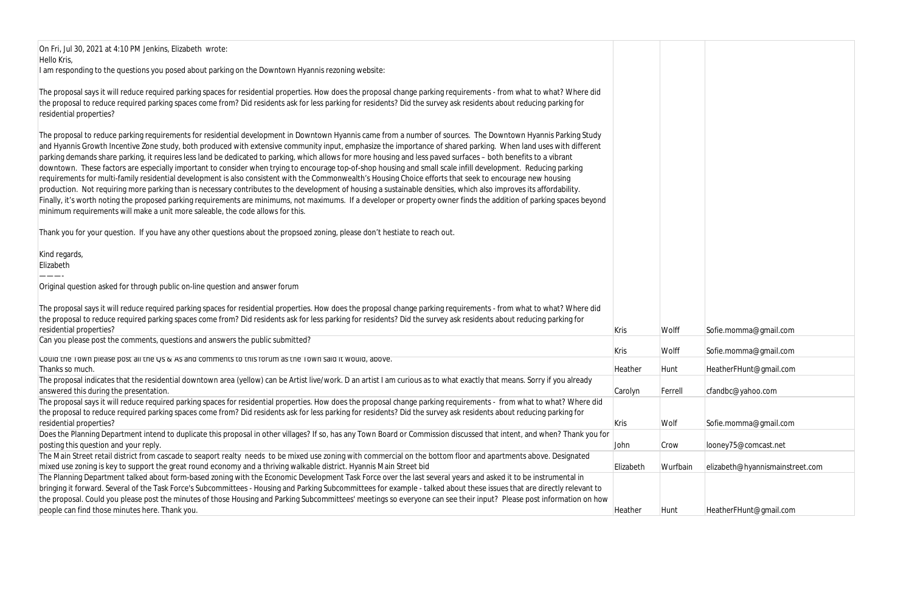| | | | |
|---|---|---|---|
| On Fri, Jul 30, 2021 at 4:10 PM Jenkins, Elizabeth wrote:<br>Hello Kris,<br>I am responding to the questions you posed about parking on the Downtown Hyannis rezoning website:<br><br>The proposal says it will reduce required parking spaces for residential properties. How does the proposal change parking requirements - from what to what? Where did the proposal to reduce required parking spaces come from? Did residents ask for less parking for residents? Did the survey ask residents about reducing parking for residential properties?<br><br>The proposal to reduce parking requirements for residential development in Downtown Hyannis came from a number of sources. The Downtown Hyannis Parking Study and Hyannis Growth Incentive Zone study, both produced with extensive community input, emphasize the importance of shared parking. When land uses with different parking demands share parking, it requires less land be dedicated to parking, which allows for more housing and less paved surfaces – both benefits to a vibrant downtown. These factors are especially important to consider when trying to encourage top-of-shop housing and small scale infill development. Reducing parking requirements for multi-family residential development is also consistent with the Commonwealth's Housing Choice efforts that seek to encourage new housing production. Not requiring more parking than is necessary contributes to the development of housing a sustainable densities, which also improves its affordability. Finally, it's worth noting the proposed parking requirements are minimums, not maximums. If a developer or property owner finds the addition of parking spaces beyond minimum requirements will make a unit more saleable, the code allows for this.<br><br>Thank you for your question. If you have any other questions about the propsoed zoning, please don't hestiate to reach out.<br><br>Kind regards,<br>Elizabeth<br>———-<br>Original question asked for through public on-line question and answer forum<br><br>The proposal says it will reduce required parking spaces for residential properties. How does the proposal change parking requirements - from what to what? Where did the proposal to reduce required parking spaces come from? Did residents ask for less parking for residents? Did the survey ask residents about reducing parking for residential properties? | Kris | Wolff | Sofie.momma@gmail.com |
| Can you please post the comments, questions and answers the public submitted? | Kris | Wolff | Sofie.momma@gmail.com |
| Could the Town please post all the Qs & As and comments to this forum as the Town said it would, above.<br>Thanks so much. | Heather | Hunt | HeatherFHunt@gmail.com |
| The proposal indicates that the residential downtown area (yellow) can be Artist live/work. D an artist I am curious as to what exactly that means. Sorry if you already answered this during the presentation. | Carolyn | Ferrell | cfandbc@yahoo.com |
| The proposal says it will reduce required parking spaces for residential properties. How does the proposal change parking requirements - from what to what? Where did the proposal to reduce required parking spaces come from? Did residents ask for less parking for residents? Did the survey ask residents about reducing parking for residential properties? | Kris | Wolf | Sofie.momma@gmail.com |
| Does the Planning Department intend to duplicate this proposal in other villages? If so, has any Town Board or Commission discussed that intent, and when? Thank you for posting this question and your reply. | John | Crow | looney75@comcast.net |
| The Main Street retail district from cascade to seaport realty needs to be mixed use zoning with commercial on the bottom floor and apartments above. Designated mixed use zoning is key to support the great round economy and a thriving walkable district. Hyannis Main Street bid | Elizabeth | Wurfbain | elizabeth@hyannismainstreet.com |
| The Planning Department talked about form-based zoning with the Economic Development Task Force over the last several years and asked it to be instrumental in bringing it forward. Several of the Task Force's Subcommittees - Housing and Parking Subcommittees for example - talked about these issues that are directly relevant to the proposal. Could you please post the minutes of those Housing and Parking Subcommittees' meetings so everyone can see their input? Please post information on how people can find those minutes here. Thank you. | Heather | Hunt | HeatherFHunt@gmail.com |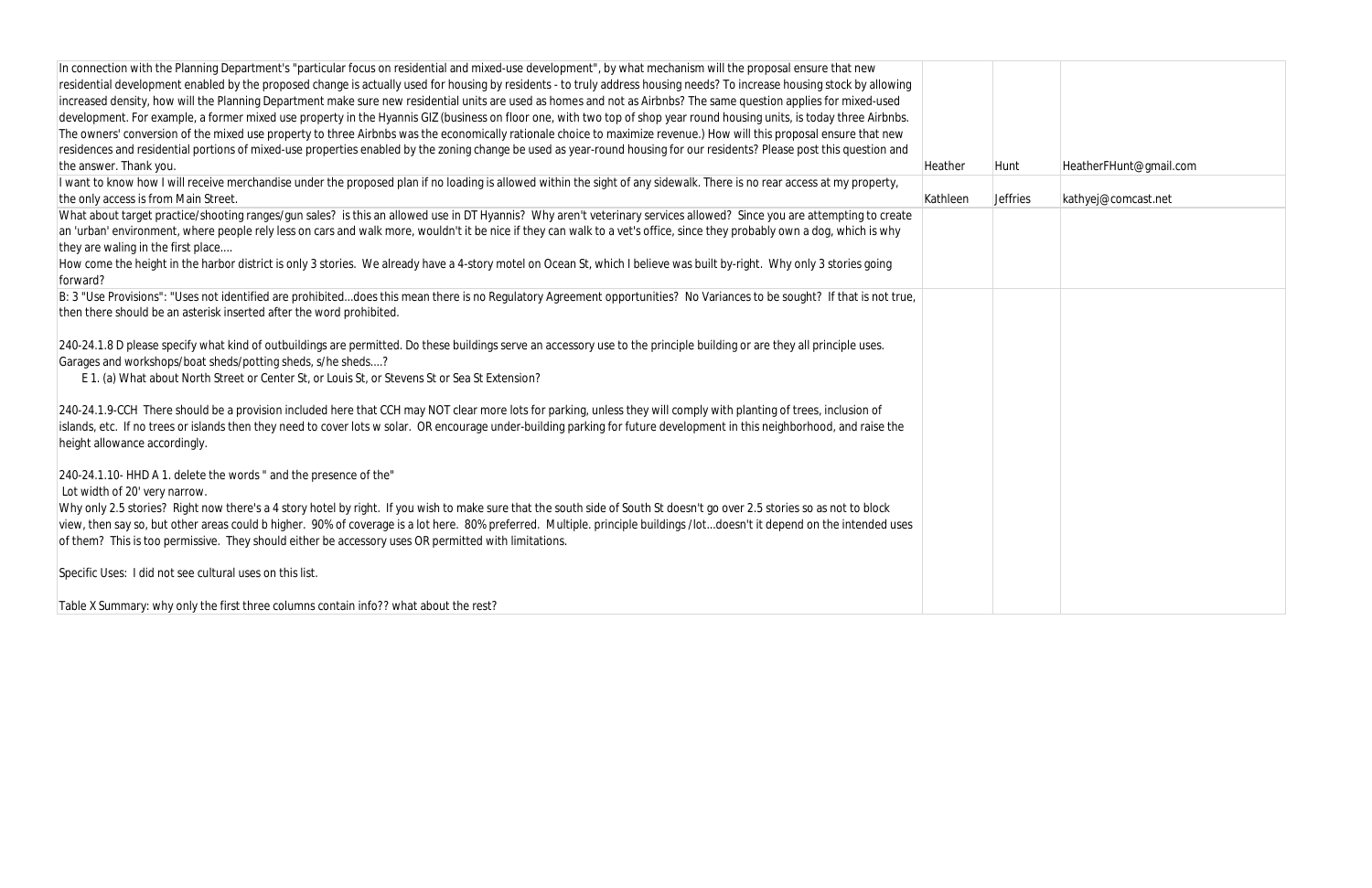| | | | |
|---|---|---|---|
| In connection with the Planning Department's "particular focus on residential and mixed-use development", by what mechanism will the proposal ensure that new residential development enabled by the proposed change is actually used for housing by residents - to truly address housing needs? To increase housing stock by allowing increased density, how will the Planning Department make sure new residential units are used as homes and not as Airbnbs? The same question applies for mixed-used development. For example, a former mixed use property in the Hyannis GIZ (business on floor one, with two top of shop year round housing units, is today three Airbnbs. The owners' conversion of the mixed use property to three Airbnbs was the economically rationale choice to maximize revenue.) How will this proposal ensure that new residences and residential portions of mixed-use properties enabled by the zoning change be used as year-round housing for our residents? Please post this question and the answer. Thank you. | Heather | Hunt | HeatherFHunt@gmail.com |
| I want to know how I will receive merchandise under the proposed plan if no loading is allowed within the sight of any sidewalk. There is no rear access at my property, the only access is from Main Street. | Kathleen | Jeffries | kathyej@comcast.net |
| What about target practice/shooting ranges/gun sales? is this an allowed use in DT Hyannis? Why aren't veterinary services allowed? Since you are attempting to create an 'urban' environment, where people rely less on cars and walk more, wouldn't it be nice if they can walk to a vet's office, since they probably own a dog, which is why they are waling in the first place....<br>How come the height in the harbor district is only 3 stories. We already have a 4-story motel on Ocean St, which I believe was built by-right. Why only 3 stories going forward? | | | |
| B: 3 "Use Provisions": "Uses not identified are prohibited...does this mean there is no Regulatory Agreement opportunities? No Variances to be sought? If that is not true, then there should be an asterisk inserted after the word prohibited.<br><br>240-24.1.8 D please specify what kind of outbuildings are permitted. Do these buildings serve an accessory use to the principle building or are they all principle uses. Garages and workshops/boat sheds/potting sheds, s/he sheds....?<br>E 1. (a) What about North Street or Center St, or Louis St, or Stevens St or Sea St Extension?<br><br>240-24.1.9-CCH There should be a provision included here that CCH may NOT clear more lots for parking, unless they will comply with planting of trees, inclusion of islands, etc. If no trees or islands then they need to cover lots w solar. OR encourage under-building parking for future development in this neighborhood, and raise the height allowance accordingly.<br><br>240-24.1.10- HHD A 1. delete the words " and the presence of the"<br>Lot width of 20' very narrow.<br>Why only 2.5 stories? Right now there's a 4 story hotel by right. If you wish to make sure that the south side of South St doesn't go over 2.5 stories so as not to block view, then say so, but other areas could b higher. 90% of coverage is a lot here. 80% preferred. Multiple. principle buildings /lot...doesn't it depend on the intended uses of them? This is too permissive. They should either be accessory uses OR permitted with limitations.<br><br>Specific Uses: I did not see cultural uses on this list.<br><br>Table X Summary: why only the first three columns contain info?? what about the rest? | | | |